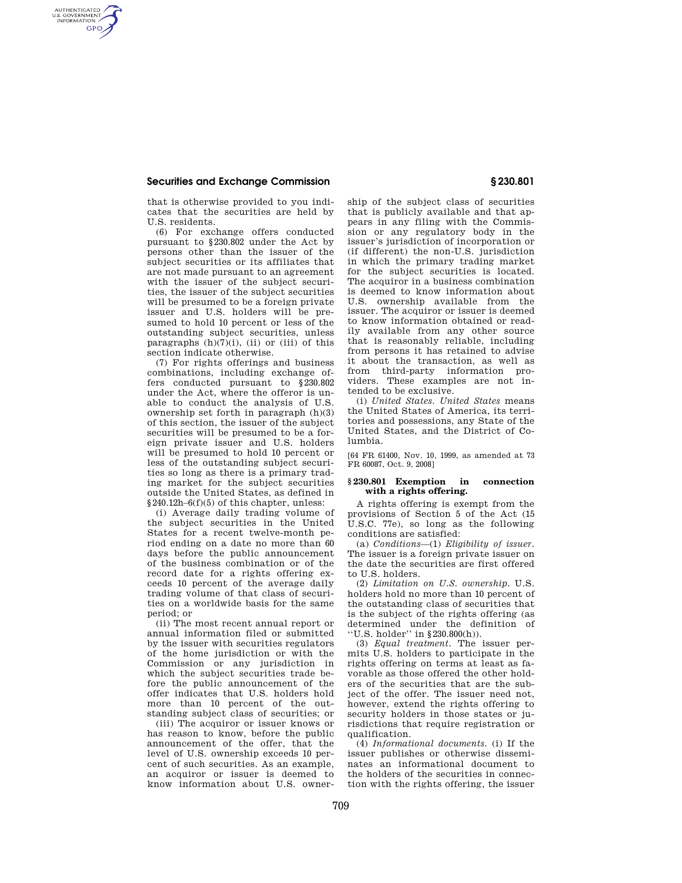that is otherwise provided to you indicates that the securities are held by U.S. residents.

(6) For exchange offers conducted pursuant to §230.802 under the Act by persons other than the issuer of the subject securities or its affiliates that are not made pursuant to an agreement with the issuer of the subject securities, the issuer of the subject securities will be presumed to be a foreign private issuer and U.S. holders will be presumed to hold 10 percent or less of the outstanding subject securities, unless paragraphs (h)(7)(i), (ii) or (iii) of this section indicate otherwise.

(7) For rights offerings and business combinations, including exchange offers conducted pursuant to §230.802 under the Act, where the offeror is unable to conduct the analysis of U.S. ownership set forth in paragraph (h)(3) of this section, the issuer of the subject securities will be presumed to be a foreign private issuer and U.S. holders will be presumed to hold 10 percent or less of the outstanding subject securities so long as there is a primary trading market for the subject securities outside the United States, as defined in §240.12h–6(f)(5) of this chapter, unless:

(i) Average daily trading volume of the subject securities in the United States for a recent twelve-month period ending on a date no more than 60 days before the public announcement of the business combination or of the record date for a rights offering exceeds 10 percent of the average daily trading volume of that class of securities on a worldwide basis for the same period; or

(ii) The most recent annual report or annual information filed or submitted by the issuer with securities regulators of the home jurisdiction or with the Commission or any jurisdiction in which the subject securities trade before the public announcement of the offer indicates that U.S. holders hold more than 10 percent of the outstanding subject class of securities; or

(iii) The acquiror or issuer knows or has reason to know, before the public announcement of the offer, that the level of U.S. ownership exceeds 10 percent of such securities. As an example, an acquiror or issuer is deemed to know information about U.S. ownership of the subject class of securities that is publicly available and that appears in any filing with the Commission or any regulatory body in the issuer's jurisdiction of incorporation or (if different) the non-U.S. jurisdiction in which the primary trading market for the subject securities is located. The acquiror in a business combination is deemed to know information about U.S. ownership available from the issuer. The acquiror or issuer is deemed to know information obtained or readily available from any other source that is reasonably reliable, including from persons it has retained to advise it about the transaction, as well as from third-party information providers. These examples are not intended to be exclusive.

(i) *United States. United States* means the United States of America, its territories and possessions, any State of the United States, and the District of Columbia.

[64 FR 61400, Nov. 10, 1999, as amended at 73 FR 60087, Oct. 9, 2008]

## §230.801 Exemption in connection with a rights offering.

A rights offering is exempt from the provisions of Section 5 of the Act (15 U.S.C. 77e), so long as the following conditions are satisfied:

(a) *Conditions*—(1) *Eligibility of issuer.* The issuer is a foreign private issuer on the date the securities are first offered to U.S. holders.

(2) *Limitation on U.S. ownership.* U.S. holders hold no more than 10 percent of the outstanding class of securities that is the subject of the rights offering (as determined under the definition of "U.S. holder" in §230.800(h)).

(3) *Equal treatment.* The issuer permits U.S. holders to participate in the rights offering on terms at least as favorable as those offered the other holders of the securities that are the subject of the offer. The issuer need not, however, extend the rights offering to security holders in those states or jurisdictions that require registration or qualification.

(4) *Informational documents.* (i) If the issuer publishes or otherwise disseminates an informational document to the holders of the securities in connection with the rights offering, the issuer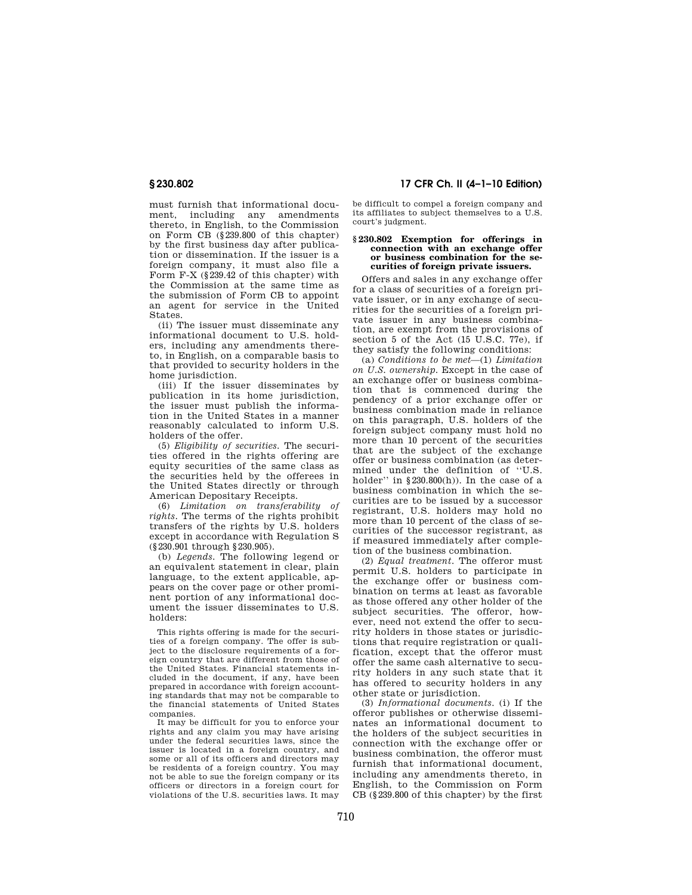must furnish that informational document, including any amendments thereto, in English, to the Commission on Form CB (§239.800 of this chapter) by the first business day after publication or dissemination. If the issuer is a foreign company, it must also file a Form F-X (§239.42 of this chapter) with the Commission at the same time as the submission of Form CB to appoint an agent for service in the United States.

(ii) The issuer must disseminate any informational document to U.S. holders, including any amendments thereto, in English, on a comparable basis to that provided to security holders in the home jurisdiction.

(iii) If the issuer disseminates by publication in its home jurisdiction, the issuer must publish the information in the United States in a manner reasonably calculated to inform U.S. holders of the offer.

(5) *Eligibility of securities.* The securities offered in the rights offering are equity securities of the same class as the securities held by the offerees in the United States directly or through American Depositary Receipts.

(6) *Limitation on transferability of rights.* The terms of the rights prohibit transfers of the rights by U.S. holders except in accordance with Regulation S (§230.901 through §230.905).

(b) *Legends.* The following legend or an equivalent statement in clear, plain language, to the extent applicable, appears on the cover page or other prominent portion of any informational document the issuer disseminates to U.S. holders:

This rights offering is made for the securities of a foreign company. The offer is subject to the disclosure requirements of a foreign country that are different from those of the United States. Financial statements included in the document, if any, have been prepared in accordance with foreign accounting standards that may not be comparable to the financial statements of United States companies.

It may be difficult for you to enforce your rights and any claim you may have arising under the federal securities laws, since the issuer is located in a foreign country, and some or all of its officers and directors may be residents of a foreign country. You may not be able to sue the foreign company or its officers or directors in a foreign court for violations of the U.S. securities laws. It may be difficult to compel a foreign company and its affiliates to subject themselves to a U.S. court's judgment.

## §230.802 Exemption for offerings in connection with an exchange offer or business combination for the securities of foreign private issuers.

Offers and sales in any exchange offer for a class of securities of a foreign private issuer, or in any exchange of securities for the securities of a foreign private issuer in any business combination, are exempt from the provisions of section 5 of the Act (15 U.S.C. 77e), if they satisfy the following conditions:

(a) *Conditions to be met*—(1) *Limitation on U.S. ownership.* Except in the case of an exchange offer or business combination that is commenced during the pendency of a prior exchange offer or business combination made in reliance on this paragraph, U.S. holders of the foreign subject company must hold no more than 10 percent of the securities that are the subject of the exchange offer or business combination (as determined under the definition of "U.S. holder" in §230.800(h)). In the case of a business combination in which the securities are to be issued by a successor registrant, U.S. holders may hold no more than 10 percent of the class of securities of the successor registrant, as if measured immediately after completion of the business combination.

(2) *Equal treatment.* The offeror must permit U.S. holders to participate in the exchange offer or business combination on terms at least as favorable as those offered any other holder of the subject securities. The offeror, however, need not extend the offer to security holders in those states or jurisdictions that require registration or qualification, except that the offeror must offer the same cash alternative to security holders in any such state that it has offered to security holders in any other state or jurisdiction.

(3) *Informational documents.* (i) If the offeror publishes or otherwise disseminates an informational document to the holders of the subject securities in connection with the exchange offer or business combination, the offeror must furnish that informational document, including any amendments thereto, in English, to the Commission on Form CB (§239.800 of this chapter) by the first